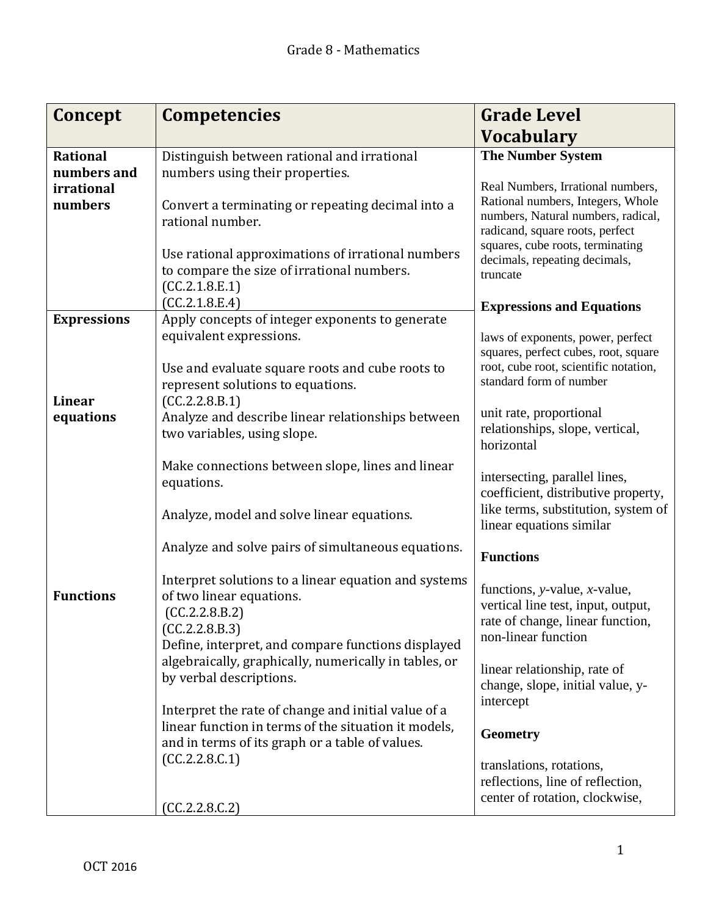# Grade 8 - Mathematics

| Concept | Competencies | Grade Level Vocabulary |
|---|---|---|
| **Rational numbers and irrational numbers** | Distinguish between rational and irrational numbers using their properties.<br><br>Convert a terminating or repeating decimal into a rational number.<br><br>Use rational approximations of irrational numbers to compare the size of irrational numbers.<br>(CC.2.1.8.E.1)<br>(CC.2.1.8.E.4) | **The Number System**<br><br>Real Numbers, Irrational numbers, Rational numbers, Integers, Whole numbers, Natural numbers, radical, radicand, square roots, perfect squares, cube roots, terminating decimals, repeating decimals, truncate |
| **Expressions**<br><br><br><br>**Linear equations**<br><br><br><br><br><br><br><br>**Functions** | Apply concepts of integer exponents to generate equivalent expressions.<br><br>Use and evaluate square roots and cube roots to represent solutions to equations.<br>(CC.2.2.8.B.1)<br>Analyze and describe linear relationships between two variables, using slope.<br><br>Make connections between slope, lines and linear equations.<br><br>Analyze, model and solve linear equations.<br><br>Analyze and solve pairs of simultaneous equations.<br><br>Interpret solutions to a linear equation and systems of two linear equations.<br>(CC.2.2.8.B.2)<br>(CC.2.2.8.B.3)<br>Define, interpret, and compare functions displayed algebraically, graphically, numerically in tables, or by verbal descriptions.<br><br>Interpret the rate of change and initial value of a linear function in terms of the situation it models, and in terms of its graph or a table of values.<br>(CC.2.2.8.C.1)<br><br><br>(CC.2.2.8.C.2) | **Expressions and Equations**<br><br>laws of exponents, power, perfect squares, perfect cubes, root, square root, cube root, scientific notation, standard form of number<br><br>unit rate, proportional relationships, slope, vertical, horizontal<br><br>intersecting, parallel lines, coefficient, distributive property, like terms, substitution, system of linear equations similar<br><br>**Functions**<br><br>functions, *y*-value, *x*-value, vertical line test, input, output, rate of change, linear function, non-linear function<br><br>linear relationship, rate of change, slope, initial value, y-intercept<br><br>**Geometry**<br><br>translations, rotations, reflections, line of reflection, center of rotation, clockwise, |

OCT 2016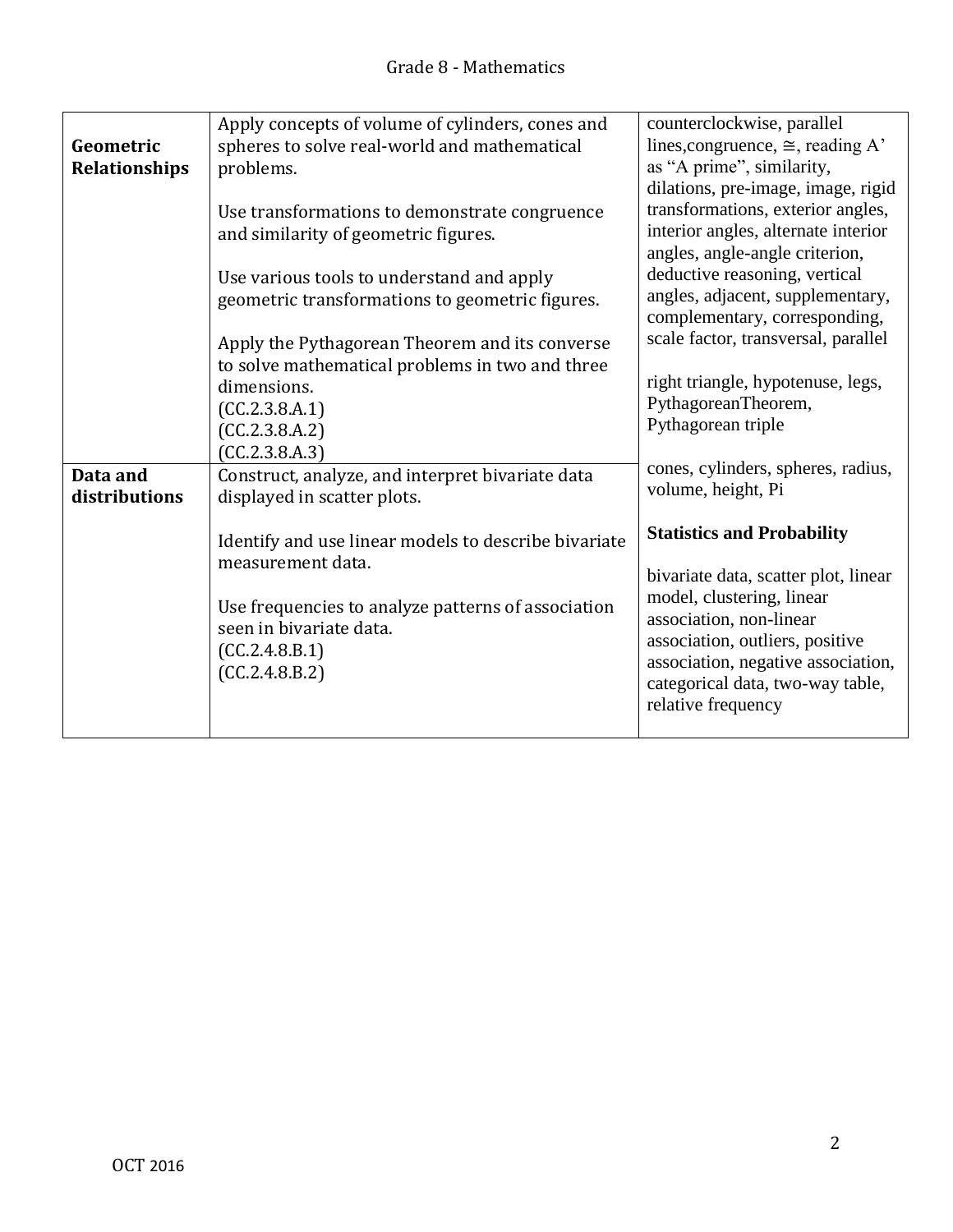| | | |
|---|---|---|
| **Geometric Relationships** | Apply concepts of volume of cylinders, cones and spheres to solve real-world and mathematical problems.<br><br>Use transformations to demonstrate congruence and similarity of geometric figures.<br><br>Use various tools to understand and apply geometric transformations to geometric figures.<br><br>Apply the Pythagorean Theorem and its converse to solve mathematical problems in two and three dimensions.<br>(CC.2.3.8.A.1)<br>(CC.2.3.8.A.2)<br>(CC.2.3.8.A.3) | counterclockwise, parallel lines,congruence, ≅, reading A' as "A prime", similarity, dilations, pre-image, image, rigid transformations, exterior angles, interior angles, alternate interior angles, angle-angle criterion, deductive reasoning, vertical angles, adjacent, supplementary, complementary, corresponding, scale factor, transversal, parallel<br><br>right triangle, hypotenuse, legs, PythagoreanTheorem, Pythagorean triple<br><br>cones, cylinders, spheres, radius, volume, height, Pi |
| **Data and distributions** | Construct, analyze, and interpret bivariate data displayed in scatter plots.<br><br>Identify and use linear models to describe bivariate measurement data.<br><br>Use frequencies to analyze patterns of association seen in bivariate data.<br>(CC.2.4.8.B.1)<br>(CC.2.4.8.B.2) | **Statistics and Probability**<br><br>bivariate data, scatter plot, linear model, clustering, linear association, non-linear association, outliers, positive association, negative association, categorical data, two-way table, relative frequency |

OCT 2016